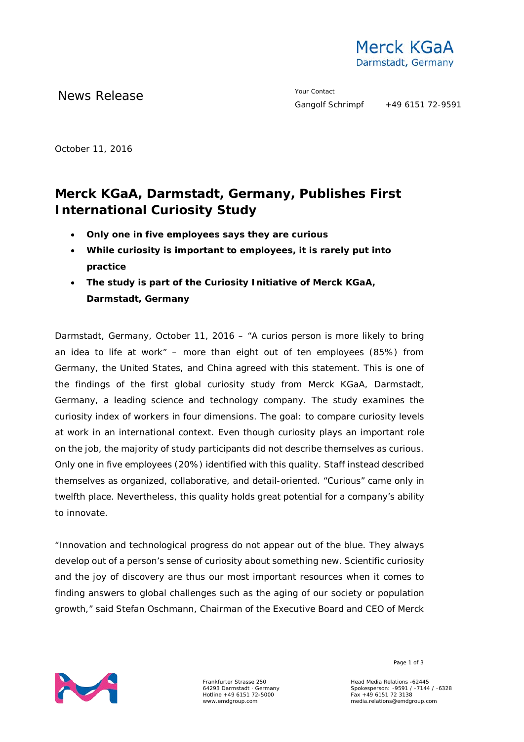Merck KGaA
Darmstadt, Germany

News Release

Your Contact
Gangolf Schrimpf +49 6151 72-9591

October 11, 2016

# Merck KGaA, Darmstadt, Germany, Publishes First International Curiosity Study

- **Only one in five employees says they are curious**
- **While curiosity is important to employees, it is rarely put into practice**
- **The study is part of the Curiosity Initiative of Merck KGaA, Darmstadt, Germany**

Darmstadt, Germany, October 11, 2016 – "A curios person is more likely to bring an idea to life at work" – more than eight out of ten employees (85%) from Germany, the United States, and China agreed with this statement. This is one of the findings of the first global curiosity study from Merck KGaA, Darmstadt, Germany, a leading science and technology company. The study examines the curiosity index of workers in four dimensions. The goal: to compare curiosity levels at work in an international context. Even though curiosity plays an important role on the job, the majority of study participants did not describe themselves as curious. Only one in five employees (20%) identified with this quality. Staff instead described themselves as organized, collaborative, and detail-oriented. "Curious" came only in twelfth place. Nevertheless, this quality holds great potential for a company's ability to innovate.

"Innovation and technological progress do not appear out of the blue. They always develop out of a person's sense of curiosity about something new. Scientific curiosity and the joy of discovery are thus our most important resources when it comes to finding answers to global challenges such as the aging of our society or population growth," said Stefan Oschmann, Chairman of the Executive Board and CEO of Merck

Frankfurter Strasse 250
64293 Darmstadt · Germany
Hotline +49 6151 72-5000
www.emdgroup.com

Head Media Relations -62445
Spokesperson: -9591 / -7144 / -6328
Fax +49 6151 72 3138
media.relations@emdgroup.com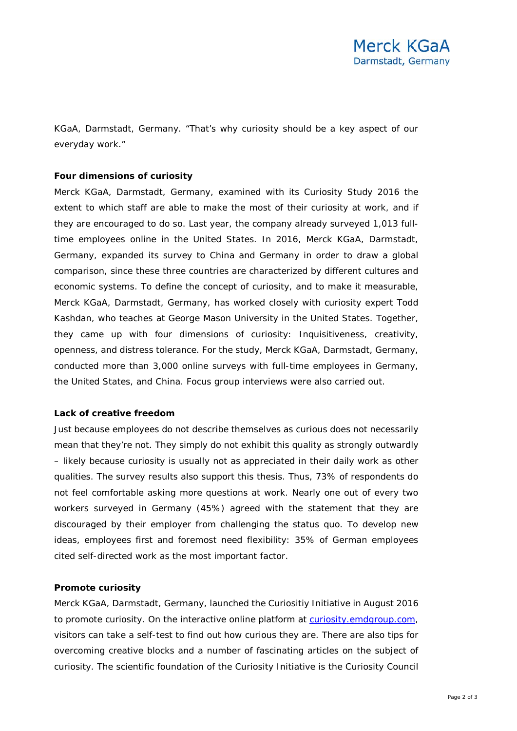KGaA, Darmstadt, Germany. "That's why curiosity should be a key aspect of our everyday work."

**Four dimensions of curiosity**

Merck KGaA, Darmstadt, Germany, examined with its Curiosity Study 2016 the extent to which staff are able to make the most of their curiosity at work, and if they are encouraged to do so. Last year, the company already surveyed 1,013 full-time employees online in the United States. In 2016, Merck KGaA, Darmstadt, Germany, expanded its survey to China and Germany in order to draw a global comparison, since these three countries are characterized by different cultures and economic systems. To define the concept of curiosity, and to make it measurable, Merck KGaA, Darmstadt, Germany, has worked closely with curiosity expert Todd Kashdan, who teaches at George Mason University in the United States. Together, they came up with four dimensions of curiosity: Inquisitiveness, creativity, openness, and distress tolerance. For the study, Merck KGaA, Darmstadt, Germany, conducted more than 3,000 online surveys with full-time employees in Germany, the United States, and China. Focus group interviews were also carried out.

**Lack of creative freedom**

Just because employees do not describe themselves as curious does not necessarily mean that they're not. They simply do not exhibit this quality as strongly outwardly – likely because curiosity is usually not as appreciated in their daily work as other qualities. The survey results also support this thesis. Thus, 73% of respondents do not feel comfortable asking more questions at work. Nearly one out of every two workers surveyed in Germany (45%) agreed with the statement that they are discouraged by their employer from challenging the status quo. To develop new ideas, employees first and foremost need flexibility: 35% of German employees cited self-directed work as the most important factor.

**Promote curiosity**

Merck KGaA, Darmstadt, Germany, launched the Curiositiy Initiative in August 2016 to promote curiosity. On the interactive online platform at curiosity.emdgroup.com, visitors can take a self-test to find out how curious they are. There are also tips for overcoming creative blocks and a number of fascinating articles on the subject of curiosity. The scientific foundation of the Curiosity Initiative is the Curiosity Council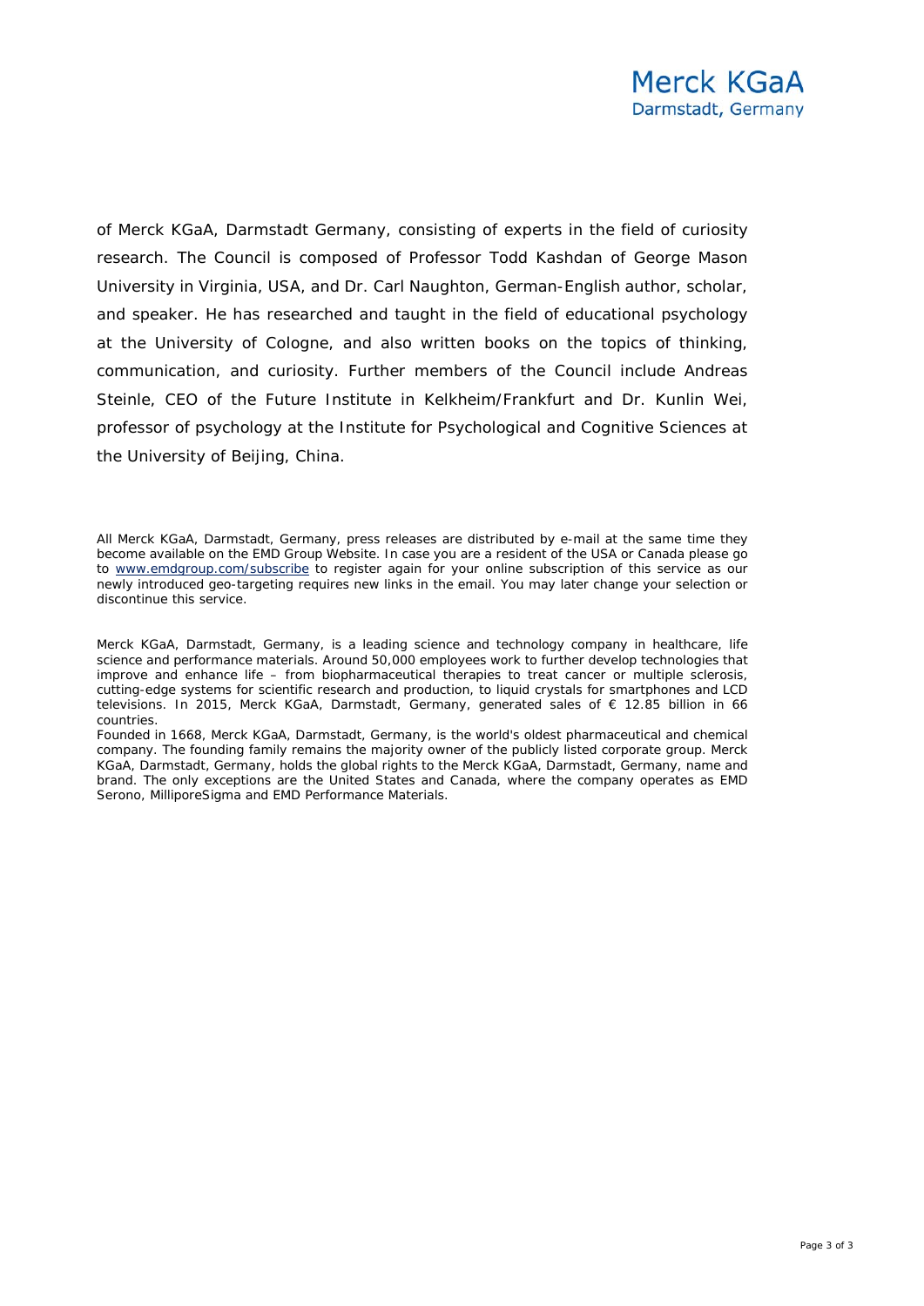of Merck KGaA, Darmstadt Germany, consisting of experts in the field of curiosity research. The Council is composed of Professor Todd Kashdan of George Mason University in Virginia, USA, and Dr. Carl Naughton, German-English author, scholar, and speaker. He has researched and taught in the field of educational psychology at the University of Cologne, and also written books on the topics of thinking, communication, and curiosity. Further members of the Council include Andreas Steinle, CEO of the Future Institute in Kelkheim/Frankfurt and Dr. Kunlin Wei, professor of psychology at the Institute for Psychological and Cognitive Sciences at the University of Beijing, China.

All Merck KGaA, Darmstadt, Germany, press releases are distributed by e-mail at the same time they become available on the EMD Group Website. In case you are a resident of the USA or Canada please go to www.emdgroup.com/subscribe to register again for your online subscription of this service as our newly introduced geo-targeting requires new links in the email. You may later change your selection or discontinue this service.

Merck KGaA, Darmstadt, Germany, is a leading science and technology company in healthcare, life science and performance materials. Around 50,000 employees work to further develop technologies that improve and enhance life – from biopharmaceutical therapies to treat cancer or multiple sclerosis, cutting-edge systems for scientific research and production, to liquid crystals for smartphones and LCD televisions. In 2015, Merck KGaA, Darmstadt, Germany, generated sales of € 12.85 billion in 66 countries.
Founded in 1668, Merck KGaA, Darmstadt, Germany, is the world's oldest pharmaceutical and chemical company. The founding family remains the majority owner of the publicly listed corporate group. Merck KGaA, Darmstadt, Germany, holds the global rights to the Merck KGaA, Darmstadt, Germany, name and brand. The only exceptions are the United States and Canada, where the company operates as EMD Serono, MilliporeSigma and EMD Performance Materials.